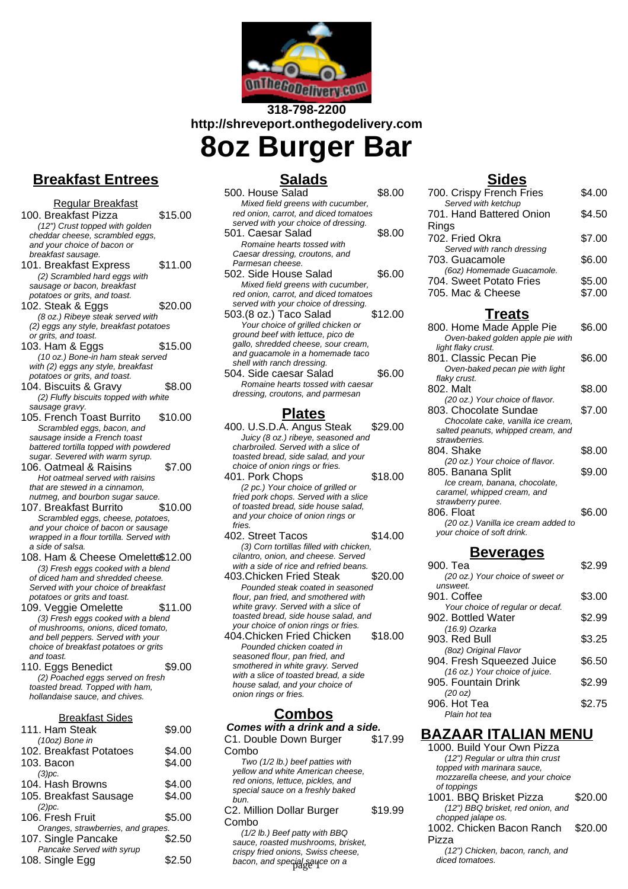318-798-2200
http://shreveport.onthegodelivery.com

# 8oz Burger Bar

## Breakfast Entrees

### Regular Breakfast

**100. Breakfast Pizza** — $15.00
*(12") Crust topped with golden cheddar cheese, scrambled eggs, and your choice of bacon or breakfast sausage.*

**101. Breakfast Express** — $11.00
*(2) Scrambled hard eggs with sausage or bacon, breakfast potatoes or grits, and toast.*

**102. Steak & Eggs** — $20.00
*(8 oz.) Ribeye steak served with (2) eggs any style, breakfast potatoes or grits, and toast.*

**103. Ham & Eggs** — $15.00
*(10 oz.) Bone-in ham steak served with (2) eggs any style, breakfast potatoes or grits, and toast.*

**104. Biscuits & Gravy** — $8.00
*(2) Fluffy biscuits topped with white sausage gravy.*

**105. French Toast Burrito** — $10.00
*Scrambled eggs, bacon, and sausage inside a French toast battered tortilla topped with powdered sugar. Severed with warm syrup.*

**106. Oatmeal & Raisins** — $7.00
*Hot oatmeal served with raisins that are stewed in a cinnamon, nutmeg, and bourbon sugar sauce.*

**107. Breakfast Burrito** — $10.00
*Scrambled eggs, cheese, potatoes, and your choice of bacon or sausage wrapped in a flour tortilla. Served with a side of salsa.*

**108. Ham & Cheese Omelette** — $12.00
*(3) Fresh eggs cooked with a blend of diced ham and shredded cheese. Served with your choice of breakfast potatoes or grits and toast.*

**109. Veggie Omelette** — $11.00
*(3) Fresh eggs cooked with a blend of mushrooms, onions, diced tomato, and bell peppers. Served with your choice of breakfast potatoes or grits and toast.*

**110. Eggs Benedict** — $9.00
*(2) Poached eggs served on fresh toasted bread. Topped with ham, hollandaise sauce, and chives.*

### Breakfast Sides

**111. Ham Steak** — $9.00
*(10oz) Bone in*

**102. Breakfast Potatoes** — $4.00

**103. Bacon** — $4.00
*(3)pc.*

**104. Hash Browns** — $4.00

**105. Breakfast Sausage** — $4.00
*(2)pc.*

**106. Fresh Fruit** — $5.00
*Oranges, strawberries, and grapes.*

**107. Single Pancake** — $2.50
*Pancake Served with syrup*

**108. Single Egg** — $2.50

## Salads

**500. House Salad** — $8.00
*Mixed field greens with cucumber, red onion, carrot, and diced tomatoes served with your choice of dressing.*

**501. Caesar Salad** — $8.00
*Romaine hearts tossed with Caesar dressing, croutons, and Parmesan cheese.*

**502. Side House Salad** — $6.00
*Mixed field greens with cucumber, red onion, carrot, and diced tomatoes served with your choice of dressing.*

**503.(8 oz.) Taco Salad** — $12.00
*Your choice of grilled chicken or ground beef with lettuce, pico de gallo, shredded cheese, sour cream, and guacamole in a homemade taco shell with ranch dressing.*

**504. Side caesar Salad** — $6.00
*Romaine hearts tossed with caesar dressing, croutons, and parmesan*

## Plates

**400. U.S.D.A. Angus Steak** — $29.00
*Juicy (8 oz.) ribeye, seasoned and charbroiled. Served with a slice of toasted bread, side salad, and your choice of onion rings or fries.*

**401. Pork Chops** — $18.00
*(2 pc.) Your choice of grilled or fried pork chops. Served with a slice of toasted bread, side house salad, and your choice of onion rings or fries.*

**402. Street Tacos** — $14.00
*(3) Corn tortillas filled with chicken, cilantro, onion, and cheese. Served with a side of rice and refried beans.*

**403.Chicken Fried Steak** — $20.00
*Pounded steak coated in seasoned flour, pan fried, and smothered with white gravy. Served with a slice of toasted bread, side house salad, and your choice of onion rings or fries.*

**404.Chicken Fried Chicken** — $18.00
*Pounded chicken coated in seasoned flour, pan fried, and smothered in white gravy. Served with a slice of toasted bread, a side house salad, and your choice of onion rings or fries.*

## Combos

**Comes with a drink and a side.**

**C1. Double Down Burger Combo** — $17.99
*Two (1/2 lb.) beef patties with yellow and white American cheese, red onions, lettuce, pickles, and special sauce on a freshly baked bun.*

**C2. Million Dollar Burger Combo** — $19.99
*(1/2 lb.) Beef patty with BBQ sauce, roasted mushrooms, brisket, crispy fried onions, Swiss cheese, bacon, and special sauce on a*

## Sides

**700. Crispy French Fries** — $4.00
*Served with ketchup*

**701. Hand Battered Onion Rings** — $4.50

**702. Fried Okra** — $7.00
*Served with ranch dressing*

**703. Guacamole** — $6.00
*(6oz) Homemade Guacamole.*

**704. Sweet Potato Fries** — $5.00

**705. Mac & Cheese** — $7.00

## Treats

**800. Home Made Apple Pie** — $6.00
*Oven-baked golden apple pie with light flaky crust.*

**801. Classic Pecan Pie** — $6.00
*Oven-baked pecan pie with light flaky crust.*

**802. Malt** — $8.00
*(20 oz.) Your choice of flavor.*

**803. Chocolate Sundae** — $7.00
*Chocolate cake, vanilla ice cream, salted peanuts, whipped cream, and strawberries.*

**804. Shake** — $8.00
*(20 oz.) Your choice of flavor.*

**805. Banana Split** — $9.00
*Ice cream, banana, chocolate, caramel, whipped cream, and strawberry puree.*

**806. Float** — $6.00
*(20 oz.) Vanilla ice cream added to your choice of soft drink.*

## Beverages

**900. Tea** — $2.99
*(20 oz.) Your choice of sweet or unsweet.*

**901. Coffee** — $3.00
*Your choice of regular or decaf.*

**902. Bottled Water** — $2.99
*(16.9) Ozarka*

**903. Red Bull** — $3.25
*(8oz) Original Flavor*

**904. Fresh Squeezed Juice** — $6.50
*(16 oz.) Your choice of juice.*

**905. Fountain Drink** — $2.99
*(20 oz)*

**906. Hot Tea** — $2.75
*Plain hot tea*

## BAZAAR ITALIAN MENU

**1000. Build Your Own Pizza**
*(12") Regular or ultra thin crust topped with marinara sauce, mozzarella cheese, and your choice of toppings*

**1001. BBQ Brisket Pizza** — $20.00
*(12") BBQ brisket, red onion, and chopped jalape os.*

**1002. Chicken Bacon Ranch Pizza** — $20.00
*(12") Chicken, bacon, ranch, and diced tomatoes.*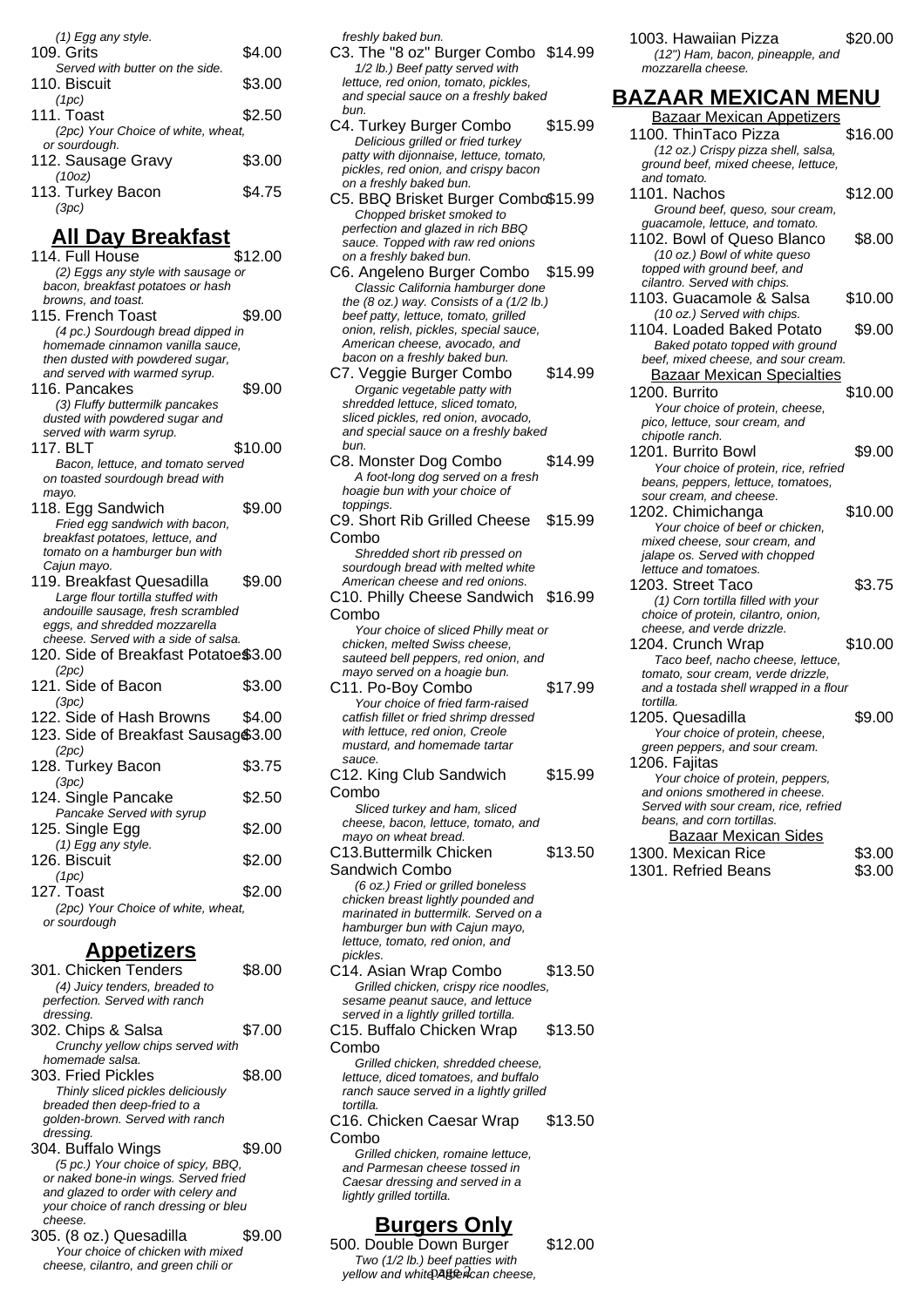(1) Egg any style.

109. Grits $4.00
Served with butter on the side.

110. Biscuit $3.00
(1pc)

111. Toast $2.50
(2pc) Your Choice of white, wheat, or sourdough.

112. Sausage Gravy $3.00
(10oz)

113. Turkey Bacon $4.75
(3pc)

## All Day Breakfast

114. Full House $12.00
(2) Eggs any style with sausage or bacon, breakfast potatoes or hash browns, and toast.

115. French Toast $9.00
(4 pc.) Sourdough bread dipped in homemade cinnamon vanilla sauce, then dusted with powdered sugar, and served with warmed syrup.

116. Pancakes $9.00
(3) Fluffy buttermilk pancakes dusted with powdered sugar and served with warm syrup.

117. BLT $10.00
Bacon, lettuce, and tomato served on toasted sourdough bread with mayo.

118. Egg Sandwich $9.00
Fried egg sandwich with bacon, breakfast potatoes, lettuce, and tomato on a hamburger bun with Cajun mayo.

119. Breakfast Quesadilla $9.00
Large flour tortilla stuffed with andouille sausage, fresh scrambled eggs, and shredded mozzarella cheese. Served with a side of salsa.

120. Side of Breakfast Potatoes $3.00
(2pc)

121. Side of Bacon $3.00
(3pc)

122. Side of Hash Browns $4.00

123. Side of Breakfast Sausage $3.00
(2pc)

128. Turkey Bacon $3.75
(3pc)

124. Single Pancake $2.50
Pancake Served with syrup

125. Single Egg $2.00
(1) Egg any style.

126. Biscuit $2.00
(1pc)

127. Toast $2.00
(2pc) Your Choice of white, wheat, or sourdough

## Appetizers

301. Chicken Tenders $8.00
(4) Juicy tenders, breaded to perfection. Served with ranch dressing.

302. Chips & Salsa $7.00
Crunchy yellow chips served with homemade salsa.

303. Fried Pickles $8.00
Thinly sliced pickles deliciously breaded then deep-fried to a golden-brown. Served with ranch dressing.

304. Buffalo Wings $9.00
(5 pc.) Your choice of spicy, BBQ, or naked bone-in wings. Served fried and glazed to order with celery and your choice of ranch dressing or bleu cheese.

305. (8 oz.) Quesadilla $9.00
Your choice of chicken with mixed cheese, cilantro, and green chili or

freshly baked bun.

C3. The "8 oz" Burger Combo $14.99
1/2 lb.) Beef patty served with lettuce, red onion, tomato, pickles, and special sauce on a freshly baked bun.

C4. Turkey Burger Combo $15.99
Delicious grilled or fried turkey patty with dijonnaise, lettuce, tomato, pickles, red onion, and crispy bacon on a freshly baked bun.

C5. BBQ Brisket Burger Combo $15.99
Chopped brisket smoked to perfection and glazed in rich BBQ sauce. Topped with raw red onions on a freshly baked bun.

C6. Angeleno Burger Combo $15.99
Classic California hamburger done the (8 oz.) way. Consists of a (1/2 lb.) beef patty, lettuce, tomato, grilled onion, relish, pickles, special sauce, American cheese, avocado, and bacon on a freshly baked bun.

C7. Veggie Burger Combo $14.99
Organic vegetable patty with shredded lettuce, sliced tomato, sliced pickles, red onion, avocado, and special sauce on a freshly baked bun.

C8. Monster Dog Combo $14.99
A foot-long dog served on a fresh hoagie bun with your choice of toppings.

C9. Short Rib Grilled Cheese Combo $15.99
Shredded short rib pressed on sourdough bread with melted white American cheese and red onions.

C10. Philly Cheese Sandwich Combo $16.99
Your choice of sliced Philly meat or chicken, melted Swiss cheese, sauteed bell peppers, red onion, and mayo served on a hoagie bun.

C11. Po-Boy Combo $17.99
Your choice of fried farm-raised catfish fillet or fried shrimp dressed with lettuce, red onion, Creole mustard, and homemade tartar sauce.

C12. King Club Sandwich Combo $15.99
Sliced turkey and ham, sliced cheese, bacon, lettuce, tomato, and mayo on wheat bread.

C13.Buttermilk Chicken Sandwich Combo $13.50
(6 oz.) Fried or grilled boneless chicken breast lightly pounded and marinated in buttermilk. Served on a hamburger bun with Cajun mayo, lettuce, tomato, red onion, and pickles.

C14. Asian Wrap Combo $13.50
Grilled chicken, crispy rice noodles, sesame peanut sauce, and lettuce served in a lightly grilled tortilla.

C15. Buffalo Chicken Wrap Combo $13.50
Grilled chicken, shredded cheese, lettuce, diced tomatoes, and buffalo ranch sauce served in a lightly grilled tortilla.

C16. Chicken Caesar Wrap Combo $13.50
Grilled chicken, romaine lettuce, and Parmesan cheese tossed in Caesar dressing and served in a lightly grilled tortilla.

## Burgers Only

500. Double Down Burger $12.00
Two (1/2 lb.) beef patties with yellow and white American cheese,

1003. Hawaiian Pizza $20.00
(12") Ham, bacon, pineapple, and mozzarella cheese.

# BAZAAR MEXICAN MENU

### Bazaar Mexican Appetizers

1100. ThinTaco Pizza $16.00
(12 oz.) Crispy pizza shell, salsa, ground beef, mixed cheese, lettuce, and tomato.

1101. Nachos $12.00
Ground beef, queso, sour cream, guacamole, lettuce, and tomato.

1102. Bowl of Queso Blanco $8.00
(10 oz.) Bowl of white queso topped with ground beef, and cilantro. Served with chips.

1103. Guacamole & Salsa $10.00
(10 oz.) Served with chips.

1104. Loaded Baked Potato $9.00
Baked potato topped with ground beef, mixed cheese, and sour cream.

### Bazaar Mexican Specialties

1200. Burrito $10.00
Your choice of protein, cheese, pico, lettuce, sour cream, and chipotle ranch.

1201. Burrito Bowl $9.00
Your choice of protein, rice, refried beans, peppers, lettuce, tomatoes, sour cream, and cheese.

1202. Chimichanga $10.00
Your choice of beef or chicken, mixed cheese, sour cream, and jalape os. Served with chopped lettuce and tomatoes.

1203. Street Taco $3.75
(1) Corn tortilla filled with your choice of protein, cilantro, onion, cheese, and verde drizzle.

1204. Crunch Wrap $10.00
Taco beef, nacho cheese, lettuce, tomato, sour cream, verde drizzle, and a tostada shell wrapped in a flour tortilla.

1205. Quesadilla $9.00
Your choice of protein, cheese, green peppers, and sour cream.

1206. Fajitas
Your choice of protein, peppers, and onions smothered in cheese. Served with sour cream, rice, refried beans, and corn tortillas.

### Bazaar Mexican Sides

1300. Mexican Rice $3.00

1301. Refried Beans $3.00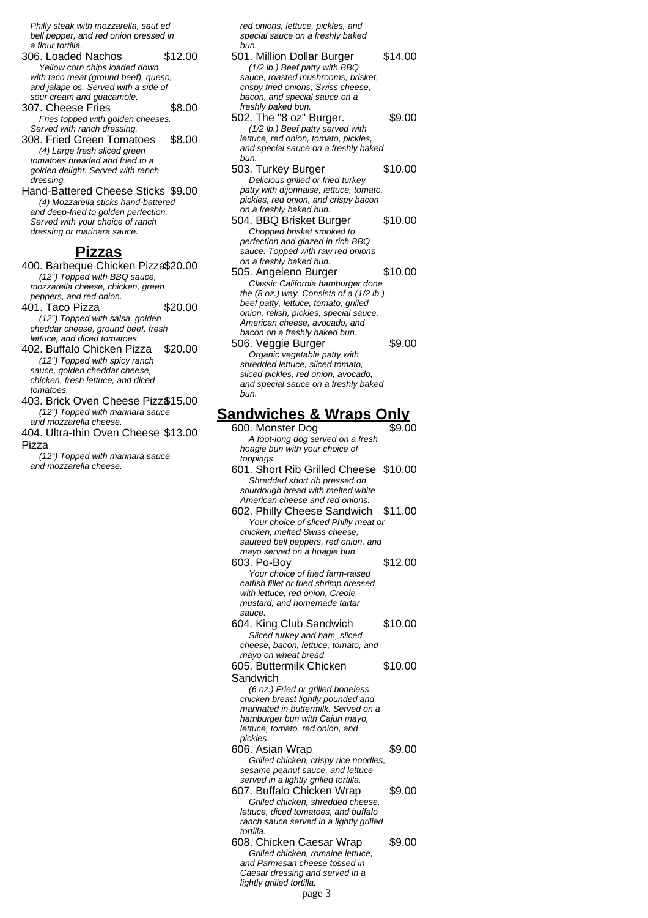*Philly steak with mozzarella, saut ed bell pepper, and red onion pressed in a flour tortilla.*

306. Loaded Nachos $12.00
*Yellow corn chips loaded down with taco meat (ground beef), queso, and jalape os. Served with a side of sour cream and guacamole.*

307. Cheese Fries $8.00
*Fries topped with golden cheeses. Served with ranch dressing.*

308. Fried Green Tomatoes $8.00
*(4) Large fresh sliced green tomatoes breaded and fried to a golden delight. Served with ranch dressing.*

Hand-Battered Cheese Sticks $9.00
*(4) Mozzarella sticks hand-battered and deep-fried to golden perfection. Served with your choice of ranch dressing or marinara sauce.*

## Pizzas

400. Barbeque Chicken Pizza $20.00
*(12") Topped with BBQ sauce, mozzarella cheese, chicken, green peppers, and red onion.*

401. Taco Pizza $20.00
*(12") Topped with salsa, golden cheddar cheese, ground beef, fresh lettuce, and diced tomatoes.*

402. Buffalo Chicken Pizza $20.00
*(12") Topped with spicy ranch sauce, golden cheddar cheese, chicken, fresh lettuce, and diced tomatoes.*

403. Brick Oven Cheese Pizza $15.00
*(12") Topped with marinara sauce and mozzarella cheese.*

404. Ultra-thin Oven Cheese Pizza $13.00
*(12") Topped with marinara sauce and mozzarella cheese.*

*red onions, lettuce, pickles, and special sauce on a freshly baked bun.*

501. Million Dollar Burger $14.00
*(1/2 lb.) Beef patty with BBQ sauce, roasted mushrooms, brisket, crispy fried onions, Swiss cheese, bacon, and special sauce on a freshly baked bun.*

502. The "8 oz" Burger. $9.00
*(1/2 lb.) Beef patty served with lettuce, red onion, tomato, pickles, and special sauce on a freshly baked bun.*

503. Turkey Burger $10.00
*Delicious grilled or fried turkey patty with dijonnaise, lettuce, tomato, pickles, red onion, and crispy bacon on a freshly baked bun.*

504. BBQ Brisket Burger $10.00
*Chopped brisket smoked to perfection and glazed in rich BBQ sauce. Topped with raw red onions on a freshly baked bun.*

505. Angeleno Burger $10.00
*Classic California hamburger done the (8 oz.) way. Consists of a (1/2 lb.) beef patty, lettuce, tomato, grilled onion, relish, pickles, special sauce, American cheese, avocado, and bacon on a freshly baked bun.*

506. Veggie Burger $9.00
*Organic vegetable patty with shredded lettuce, sliced tomato, sliced pickles, red onion, avocado, and special sauce on a freshly baked bun.*

## Sandwiches & Wraps Only

600. Monster Dog $9.00
*A foot-long dog served on a fresh hoagie bun with your choice of toppings.*

601. Short Rib Grilled Cheese $10.00
*Shredded short rib pressed on sourdough bread with melted white American cheese and red onions.*

602. Philly Cheese Sandwich $11.00
*Your choice of sliced Philly meat or chicken, melted Swiss cheese, sauteed bell peppers, red onion, and mayo served on a hoagie bun.*

603. Po-Boy $12.00
*Your choice of fried farm-raised catfish fillet or fried shrimp dressed with lettuce, red onion, Creole mustard, and homemade tartar sauce.*

604. King Club Sandwich $10.00
*Sliced turkey and ham, sliced cheese, bacon, lettuce, tomato, and mayo on wheat bread.*

605. Buttermilk Chicken Sandwich $10.00
*(6 oz.) Fried or grilled boneless chicken breast lightly pounded and marinated in buttermilk. Served on a hamburger bun with Cajun mayo, lettuce, tomato, red onion, and pickles.*

606. Asian Wrap $9.00
*Grilled chicken, crispy rice noodles, sesame peanut sauce, and lettuce served in a lightly grilled tortilla.*

607. Buffalo Chicken Wrap $9.00
*Grilled chicken, shredded cheese, lettuce, diced tomatoes, and buffalo ranch sauce served in a lightly grilled tortilla.*

608. Chicken Caesar Wrap $9.00
*Grilled chicken, romaine lettuce, and Parmesan cheese tossed in Caesar dressing and served in a lightly grilled tortilla.*